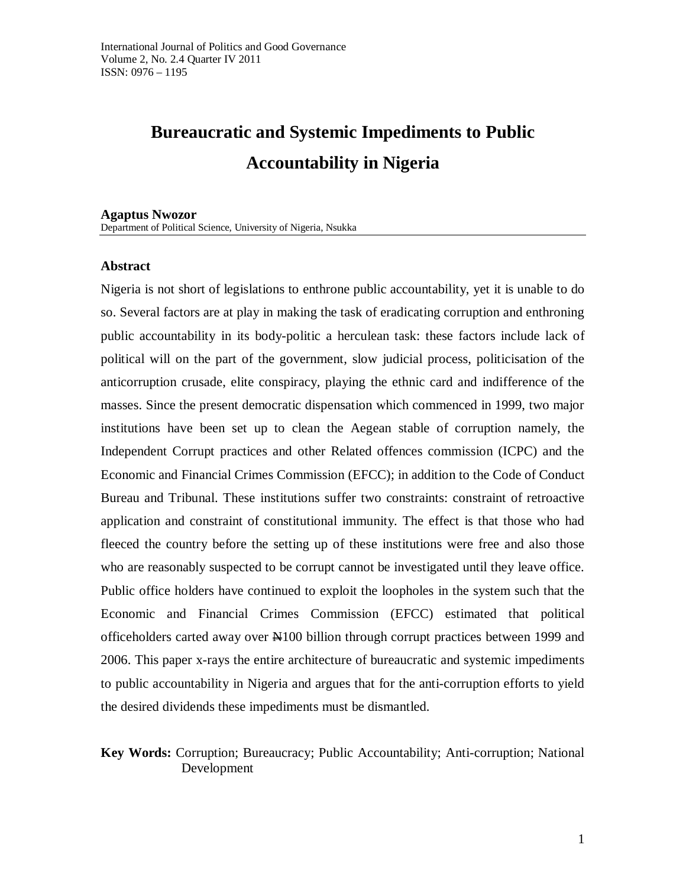# Bureaucratic and Systemic Impediments to Public Accountability in Nigeria

**Agaptus Nwozor**
Department of Political Science, University of Nigeria, Nsukka

## Abstract

Nigeria is not short of legislations to enthrone public accountability, yet it is unable to do so. Several factors are at play in making the task of eradicating corruption and enthroning public accountability in its body-politic a herculean task: these factors include lack of political will on the part of the government, slow judicial process, politicisation of the anticorruption crusade, elite conspiracy, playing the ethnic card and indifference of the masses. Since the present democratic dispensation which commenced in 1999, two major institutions have been set up to clean the Aegean stable of corruption namely, the Independent Corrupt practices and other Related offences commission (ICPC) and the Economic and Financial Crimes Commission (EFCC); in addition to the Code of Conduct Bureau and Tribunal. These institutions suffer two constraints: constraint of retroactive application and constraint of constitutional immunity. The effect is that those who had fleeced the country before the setting up of these institutions were free and also those who are reasonably suspected to be corrupt cannot be investigated until they leave office. Public office holders have continued to exploit the loopholes in the system such that the Economic and Financial Crimes Commission (EFCC) estimated that political officeholders carted away over ₦100 billion through corrupt practices between 1999 and 2006. This paper x-rays the entire architecture of bureaucratic and systemic impediments to public accountability in Nigeria and argues that for the anti-corruption efforts to yield the desired dividends these impediments must be dismantled.

**Key Words:** Corruption; Bureaucracy; Public Accountability; Anti-corruption; National Development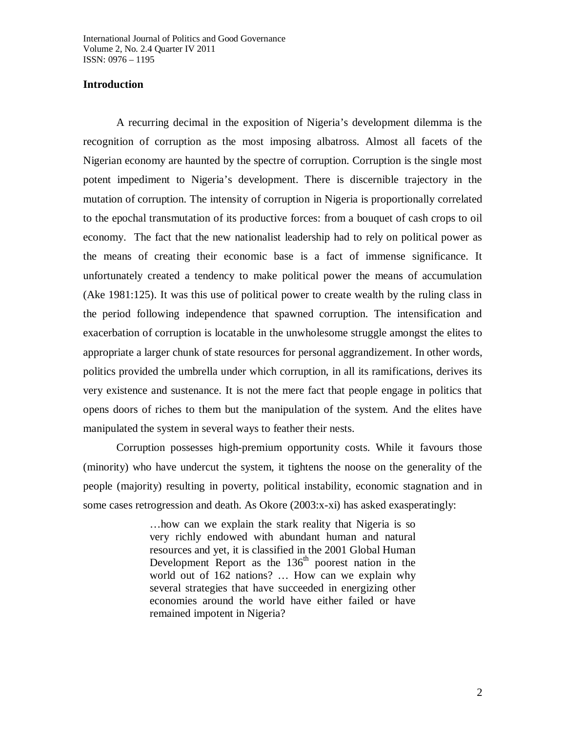## Introduction

A recurring decimal in the exposition of Nigeria's development dilemma is the recognition of corruption as the most imposing albatross. Almost all facets of the Nigerian economy are haunted by the spectre of corruption. Corruption is the single most potent impediment to Nigeria's development. There is discernible trajectory in the mutation of corruption. The intensity of corruption in Nigeria is proportionally correlated to the epochal transmutation of its productive forces: from a bouquet of cash crops to oil economy. The fact that the new nationalist leadership had to rely on political power as the means of creating their economic base is a fact of immense significance. It unfortunately created a tendency to make political power the means of accumulation (Ake 1981:125). It was this use of political power to create wealth by the ruling class in the period following independence that spawned corruption. The intensification and exacerbation of corruption is locatable in the unwholesome struggle amongst the elites to appropriate a larger chunk of state resources for personal aggrandizement. In other words, politics provided the umbrella under which corruption, in all its ramifications, derives its very existence and sustenance. It is not the mere fact that people engage in politics that opens doors of riches to them but the manipulation of the system. And the elites have manipulated the system in several ways to feather their nests.

Corruption possesses high-premium opportunity costs. While it favours those (minority) who have undercut the system, it tightens the noose on the generality of the people (majority) resulting in poverty, political instability, economic stagnation and in some cases retrogression and death. As Okore (2003:x-xi) has asked exasperatingly:

> …how can we explain the stark reality that Nigeria is so very richly endowed with abundant human and natural resources and yet, it is classified in the 2001 Global Human Development Report as the 136th poorest nation in the world out of 162 nations? … How can we explain why several strategies that have succeeded in energizing other economies around the world have either failed or have remained impotent in Nigeria?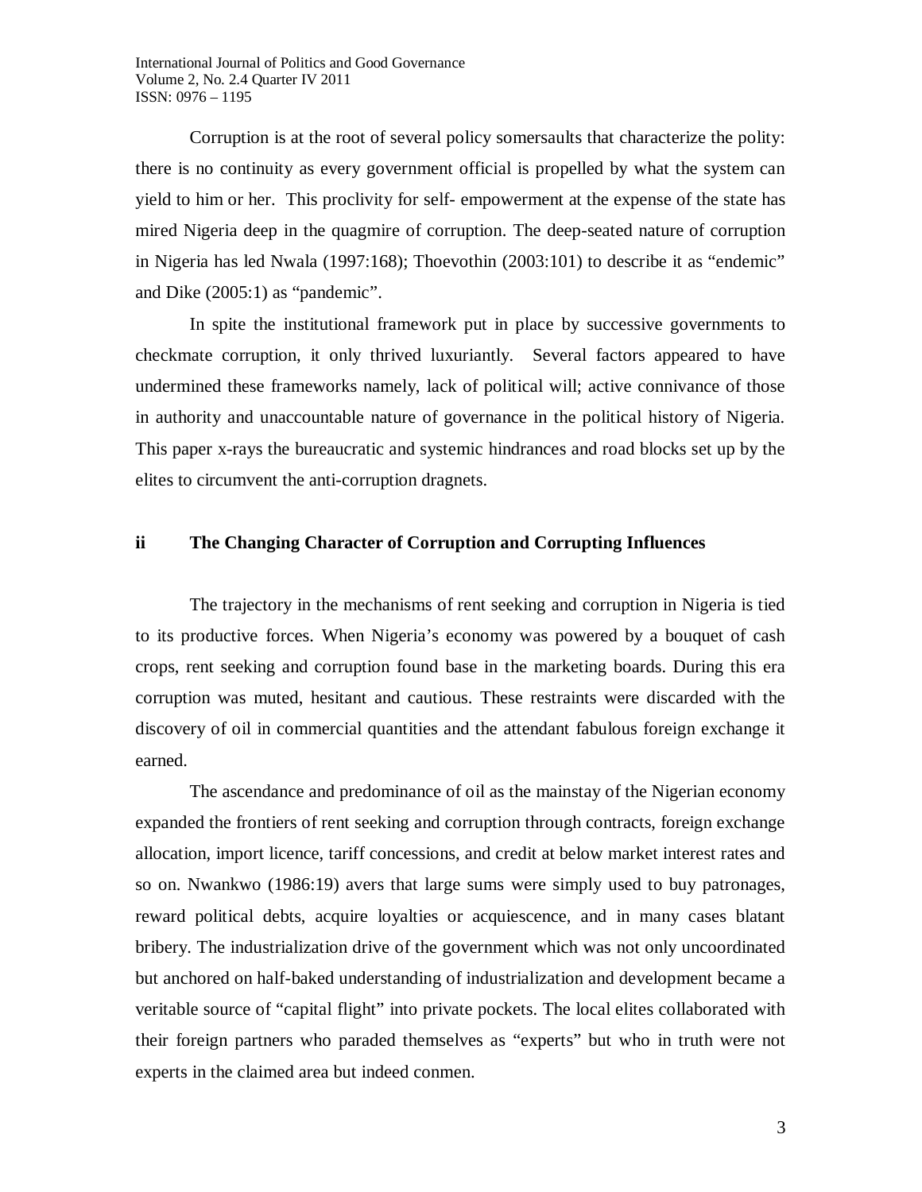Corruption is at the root of several policy somersaults that characterize the polity: there is no continuity as every government official is propelled by what the system can yield to him or her. This proclivity for self- empowerment at the expense of the state has mired Nigeria deep in the quagmire of corruption. The deep-seated nature of corruption in Nigeria has led Nwala (1997:168); Thoevothin (2003:101) to describe it as "endemic" and Dike (2005:1) as "pandemic".

In spite the institutional framework put in place by successive governments to checkmate corruption, it only thrived luxuriantly. Several factors appeared to have undermined these frameworks namely, lack of political will; active connivance of those in authority and unaccountable nature of governance in the political history of Nigeria. This paper x-rays the bureaucratic and systemic hindrances and road blocks set up by the elites to circumvent the anti-corruption dragnets.

## ii The Changing Character of Corruption and Corrupting Influences

The trajectory in the mechanisms of rent seeking and corruption in Nigeria is tied to its productive forces. When Nigeria's economy was powered by a bouquet of cash crops, rent seeking and corruption found base in the marketing boards. During this era corruption was muted, hesitant and cautious. These restraints were discarded with the discovery of oil in commercial quantities and the attendant fabulous foreign exchange it earned.

The ascendance and predominance of oil as the mainstay of the Nigerian economy expanded the frontiers of rent seeking and corruption through contracts, foreign exchange allocation, import licence, tariff concessions, and credit at below market interest rates and so on. Nwankwo (1986:19) avers that large sums were simply used to buy patronages, reward political debts, acquire loyalties or acquiescence, and in many cases blatant bribery. The industrialization drive of the government which was not only uncoordinated but anchored on half-baked understanding of industrialization and development became a veritable source of "capital flight" into private pockets. The local elites collaborated with their foreign partners who paraded themselves as "experts" but who in truth were not experts in the claimed area but indeed conmen.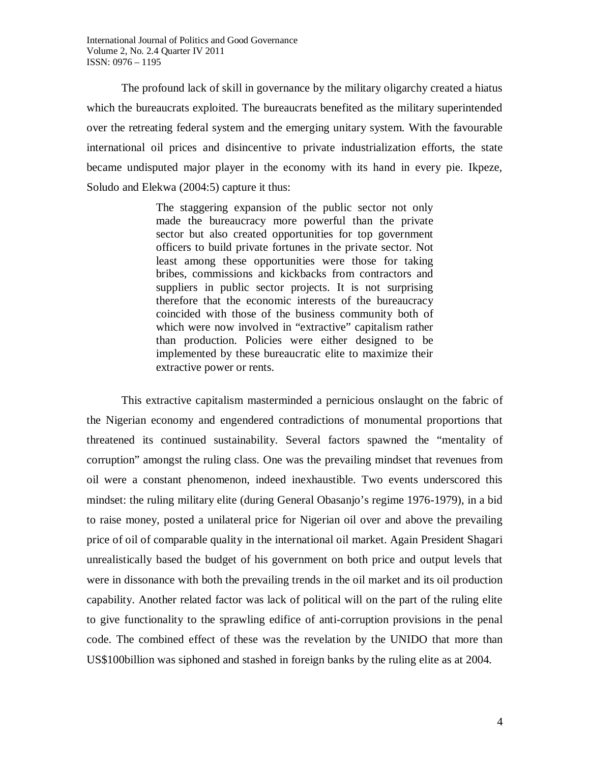The profound lack of skill in governance by the military oligarchy created a hiatus which the bureaucrats exploited. The bureaucrats benefited as the military superintended over the retreating federal system and the emerging unitary system. With the favourable international oil prices and disincentive to private industrialization efforts, the state became undisputed major player in the economy with its hand in every pie. Ikpeze, Soludo and Elekwa (2004:5) capture it thus:

> The staggering expansion of the public sector not only made the bureaucracy more powerful than the private sector but also created opportunities for top government officers to build private fortunes in the private sector. Not least among these opportunities were those for taking bribes, commissions and kickbacks from contractors and suppliers in public sector projects. It is not surprising therefore that the economic interests of the bureaucracy coincided with those of the business community both of which were now involved in "extractive" capitalism rather than production. Policies were either designed to be implemented by these bureaucratic elite to maximize their extractive power or rents.

This extractive capitalism masterminded a pernicious onslaught on the fabric of the Nigerian economy and engendered contradictions of monumental proportions that threatened its continued sustainability. Several factors spawned the "mentality of corruption" amongst the ruling class. One was the prevailing mindset that revenues from oil were a constant phenomenon, indeed inexhaustible. Two events underscored this mindset: the ruling military elite (during General Obasanjo's regime 1976-1979), in a bid to raise money, posted a unilateral price for Nigerian oil over and above the prevailing price of oil of comparable quality in the international oil market. Again President Shagari unrealistically based the budget of his government on both price and output levels that were in dissonance with both the prevailing trends in the oil market and its oil production capability. Another related factor was lack of political will on the part of the ruling elite to give functionality to the sprawling edifice of anti-corruption provisions in the penal code. The combined effect of these was the revelation by the UNIDO that more than US$100billion was siphoned and stashed in foreign banks by the ruling elite as at 2004.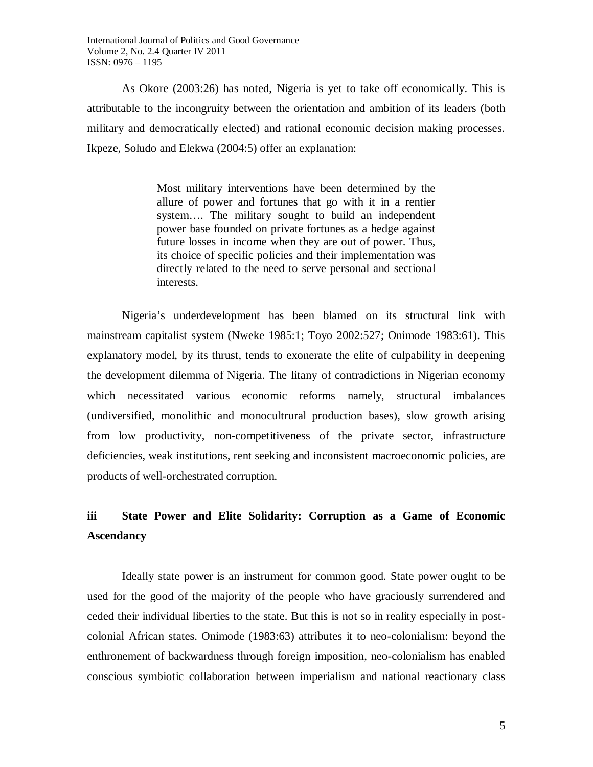As Okore (2003:26) has noted, Nigeria is yet to take off economically. This is attributable to the incongruity between the orientation and ambition of its leaders (both military and democratically elected) and rational economic decision making processes. Ikpeze, Soludo and Elekwa (2004:5) offer an explanation:

> Most military interventions have been determined by the allure of power and fortunes that go with it in a rentier system…. The military sought to build an independent power base founded on private fortunes as a hedge against future losses in income when they are out of power. Thus, its choice of specific policies and their implementation was directly related to the need to serve personal and sectional interests.

Nigeria's underdevelopment has been blamed on its structural link with mainstream capitalist system (Nweke 1985:1; Toyo 2002:527; Onimode 1983:61). This explanatory model, by its thrust, tends to exonerate the elite of culpability in deepening the development dilemma of Nigeria. The litany of contradictions in Nigerian economy which necessitated various economic reforms namely, structural imbalances (undiversified, monolithic and monocultrural production bases), slow growth arising from low productivity, non-competitiveness of the private sector, infrastructure deficiencies, weak institutions, rent seeking and inconsistent macroeconomic policies, are products of well-orchestrated corruption.

## iii State Power and Elite Solidarity: Corruption as a Game of Economic Ascendancy

Ideally state power is an instrument for common good. State power ought to be used for the good of the majority of the people who have graciously surrendered and ceded their individual liberties to the state. But this is not so in reality especially in post-colonial African states. Onimode (1983:63) attributes it to neo-colonialism: beyond the enthronement of backwardness through foreign imposition, neo-colonialism has enabled conscious symbiotic collaboration between imperialism and national reactionary class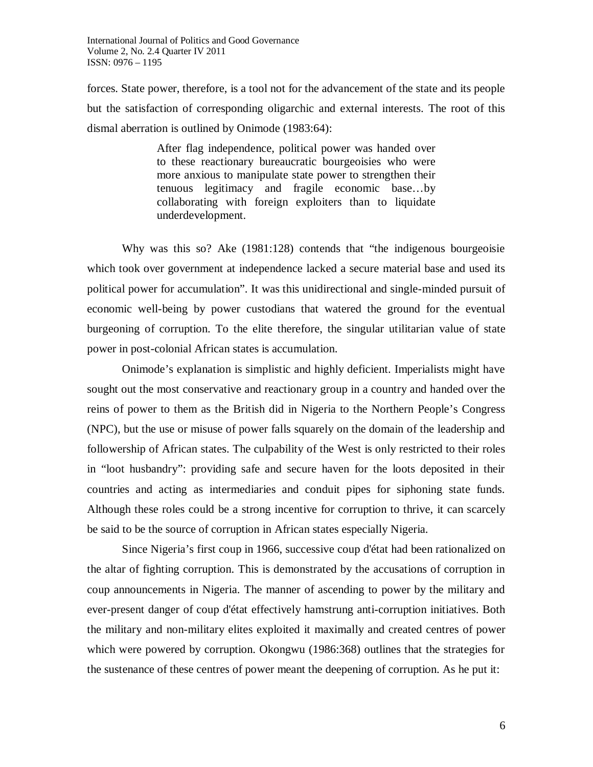forces. State power, therefore, is a tool not for the advancement of the state and its people but the satisfaction of corresponding oligarchic and external interests. The root of this dismal aberration is outlined by Onimode (1983:64):

> After flag independence, political power was handed over to these reactionary bureaucratic bourgeoisies who were more anxious to manipulate state power to strengthen their tenuous legitimacy and fragile economic base…by collaborating with foreign exploiters than to liquidate underdevelopment.

Why was this so? Ake (1981:128) contends that "the indigenous bourgeoisie which took over government at independence lacked a secure material base and used its political power for accumulation". It was this unidirectional and single-minded pursuit of economic well-being by power custodians that watered the ground for the eventual burgeoning of corruption. To the elite therefore, the singular utilitarian value of state power in post-colonial African states is accumulation.

Onimode's explanation is simplistic and highly deficient. Imperialists might have sought out the most conservative and reactionary group in a country and handed over the reins of power to them as the British did in Nigeria to the Northern People's Congress (NPC), but the use or misuse of power falls squarely on the domain of the leadership and followership of African states. The culpability of the West is only restricted to their roles in "loot husbandry": providing safe and secure haven for the loots deposited in their countries and acting as intermediaries and conduit pipes for siphoning state funds. Although these roles could be a strong incentive for corruption to thrive, it can scarcely be said to be the source of corruption in African states especially Nigeria.

Since Nigeria's first coup in 1966, successive coup d'état had been rationalized on the altar of fighting corruption. This is demonstrated by the accusations of corruption in coup announcements in Nigeria. The manner of ascending to power by the military and ever-present danger of coup d'état effectively hamstrung anti-corruption initiatives. Both the military and non-military elites exploited it maximally and created centres of power which were powered by corruption. Okongwu (1986:368) outlines that the strategies for the sustenance of these centres of power meant the deepening of corruption. As he put it: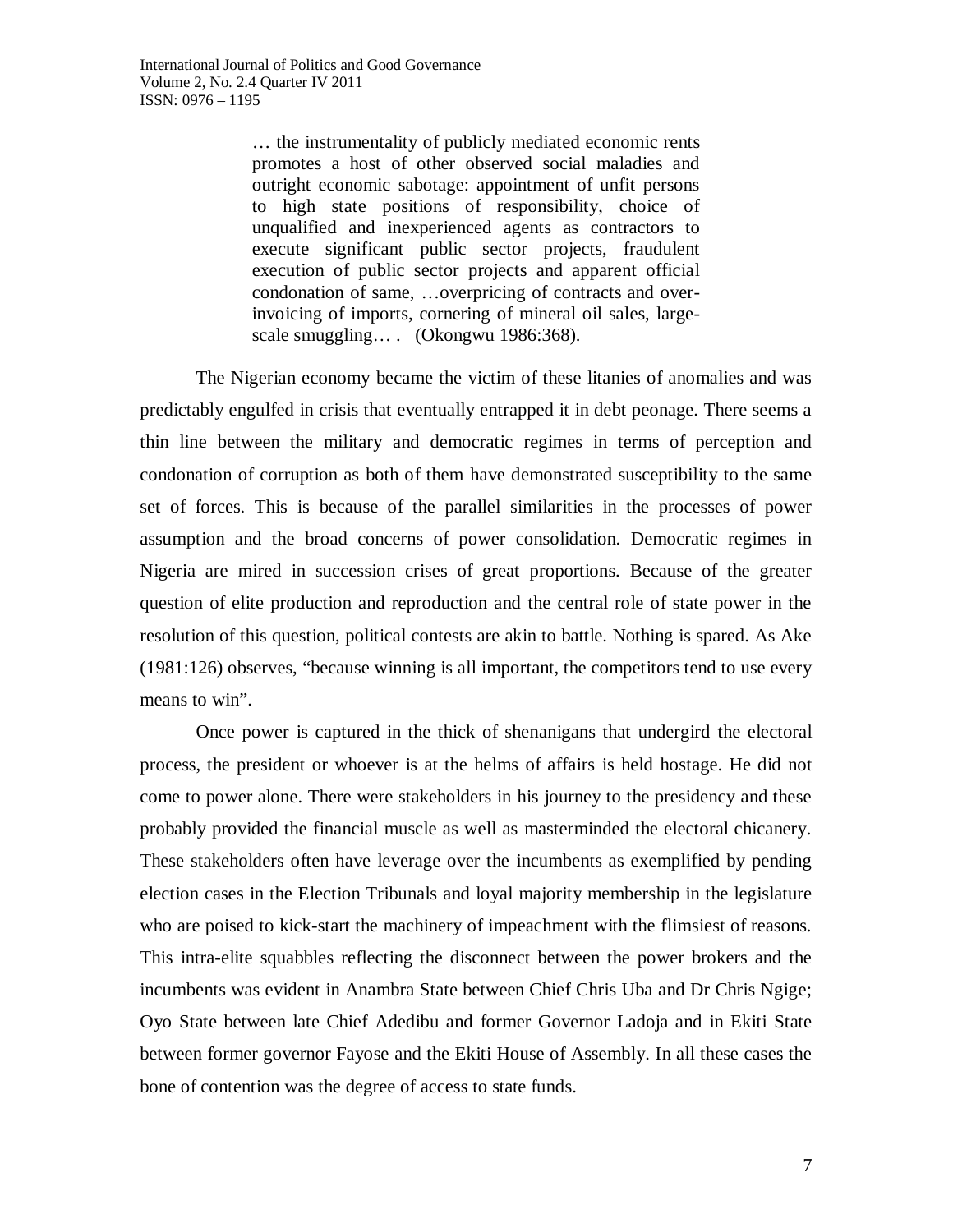> … the instrumentality of publicly mediated economic rents promotes a host of other observed social maladies and outright economic sabotage: appointment of unfit persons to high state positions of responsibility, choice of unqualified and inexperienced agents as contractors to execute significant public sector projects, fraudulent execution of public sector projects and apparent official condonation of same, …overpricing of contracts and over-invoicing of imports, cornering of mineral oil sales, large-scale smuggling… . (Okongwu 1986:368).

The Nigerian economy became the victim of these litanies of anomalies and was predictably engulfed in crisis that eventually entrapped it in debt peonage. There seems a thin line between the military and democratic regimes in terms of perception and condonation of corruption as both of them have demonstrated susceptibility to the same set of forces. This is because of the parallel similarities in the processes of power assumption and the broad concerns of power consolidation. Democratic regimes in Nigeria are mired in succession crises of great proportions. Because of the greater question of elite production and reproduction and the central role of state power in the resolution of this question, political contests are akin to battle. Nothing is spared. As Ake (1981:126) observes, "because winning is all important, the competitors tend to use every means to win".

Once power is captured in the thick of shenanigans that undergird the electoral process, the president or whoever is at the helms of affairs is held hostage. He did not come to power alone. There were stakeholders in his journey to the presidency and these probably provided the financial muscle as well as masterminded the electoral chicanery. These stakeholders often have leverage over the incumbents as exemplified by pending election cases in the Election Tribunals and loyal majority membership in the legislature who are poised to kick-start the machinery of impeachment with the flimsiest of reasons. This intra-elite squabbles reflecting the disconnect between the power brokers and the incumbents was evident in Anambra State between Chief Chris Uba and Dr Chris Ngige; Oyo State between late Chief Adedibu and former Governor Ladoja and in Ekiti State between former governor Fayose and the Ekiti House of Assembly. In all these cases the bone of contention was the degree of access to state funds.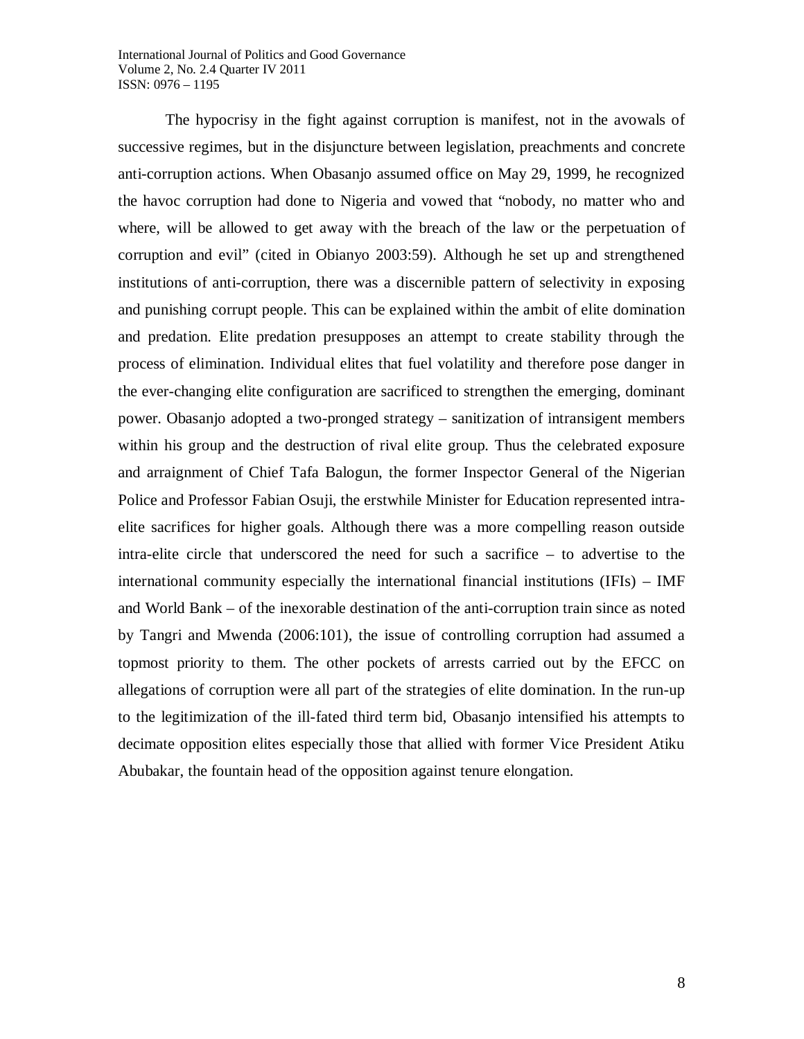The hypocrisy in the fight against corruption is manifest, not in the avowals of successive regimes, but in the disjuncture between legislation, preachments and concrete anti-corruption actions. When Obasanjo assumed office on May 29, 1999, he recognized the havoc corruption had done to Nigeria and vowed that "nobody, no matter who and where, will be allowed to get away with the breach of the law or the perpetuation of corruption and evil" (cited in Obianyo 2003:59). Although he set up and strengthened institutions of anti-corruption, there was a discernible pattern of selectivity in exposing and punishing corrupt people. This can be explained within the ambit of elite domination and predation. Elite predation presupposes an attempt to create stability through the process of elimination. Individual elites that fuel volatility and therefore pose danger in the ever-changing elite configuration are sacrificed to strengthen the emerging, dominant power. Obasanjo adopted a two-pronged strategy – sanitization of intransigent members within his group and the destruction of rival elite group. Thus the celebrated exposure and arraignment of Chief Tafa Balogun, the former Inspector General of the Nigerian Police and Professor Fabian Osuji, the erstwhile Minister for Education represented intra-elite sacrifices for higher goals. Although there was a more compelling reason outside intra-elite circle that underscored the need for such a sacrifice – to advertise to the international community especially the international financial institutions (IFIs) – IMF and World Bank – of the inexorable destination of the anti-corruption train since as noted by Tangri and Mwenda (2006:101), the issue of controlling corruption had assumed a topmost priority to them. The other pockets of arrests carried out by the EFCC on allegations of corruption were all part of the strategies of elite domination. In the run-up to the legitimization of the ill-fated third term bid, Obasanjo intensified his attempts to decimate opposition elites especially those that allied with former Vice President Atiku Abubakar, the fountain head of the opposition against tenure elongation.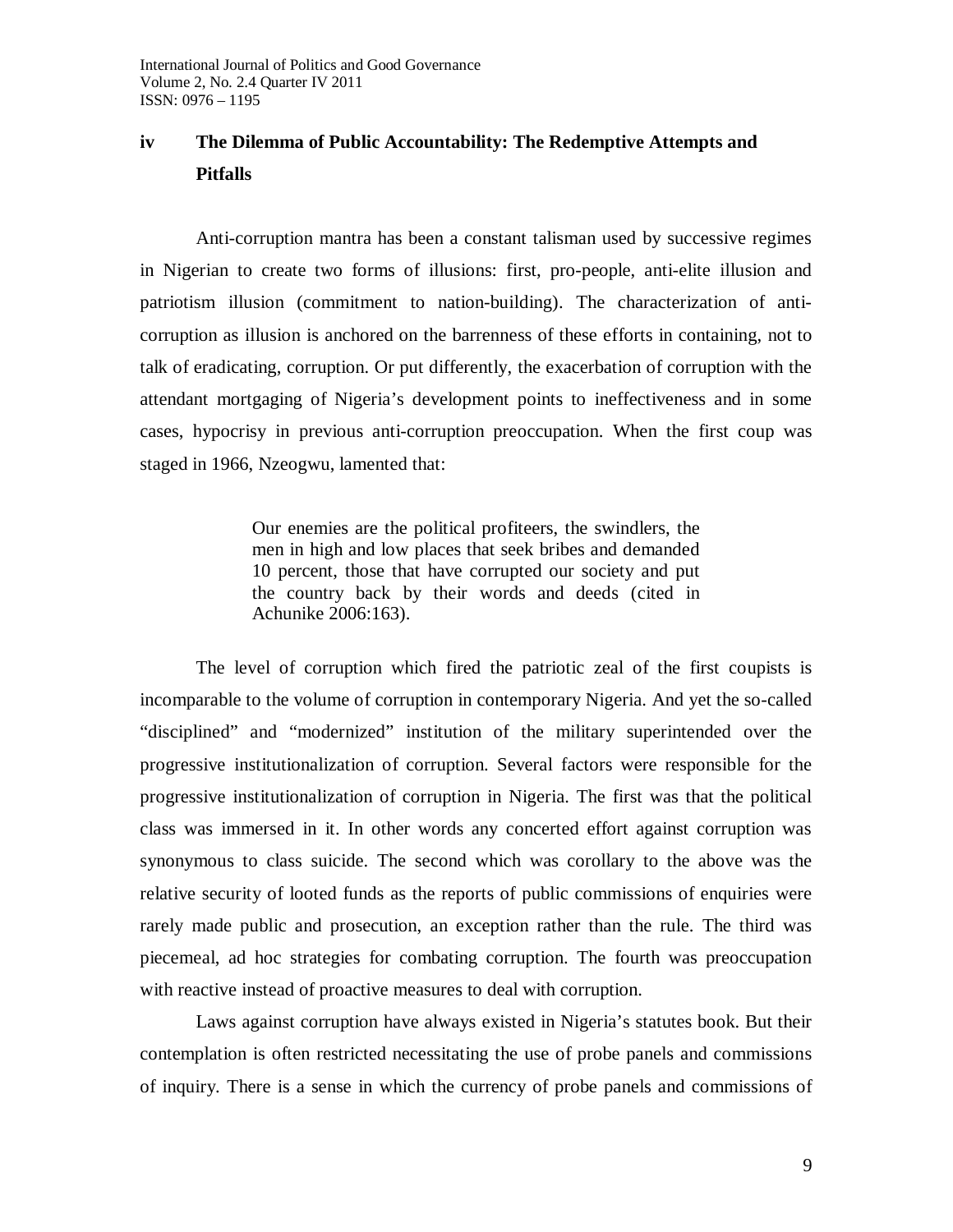## iv The Dilemma of Public Accountability: The Redemptive Attempts and Pitfalls

Anti-corruption mantra has been a constant talisman used by successive regimes in Nigerian to create two forms of illusions: first, pro-people, anti-elite illusion and patriotism illusion (commitment to nation-building). The characterization of anti-corruption as illusion is anchored on the barrenness of these efforts in containing, not to talk of eradicating, corruption. Or put differently, the exacerbation of corruption with the attendant mortgaging of Nigeria's development points to ineffectiveness and in some cases, hypocrisy in previous anti-corruption preoccupation. When the first coup was staged in 1966, Nzeogwu, lamented that:

> Our enemies are the political profiteers, the swindlers, the men in high and low places that seek bribes and demanded 10 percent, those that have corrupted our society and put the country back by their words and deeds (cited in Achunike 2006:163).

The level of corruption which fired the patriotic zeal of the first coupists is incomparable to the volume of corruption in contemporary Nigeria. And yet the so-called "disciplined" and "modernized" institution of the military superintended over the progressive institutionalization of corruption. Several factors were responsible for the progressive institutionalization of corruption in Nigeria. The first was that the political class was immersed in it. In other words any concerted effort against corruption was synonymous to class suicide. The second which was corollary to the above was the relative security of looted funds as the reports of public commissions of enquiries were rarely made public and prosecution, an exception rather than the rule. The third was piecemeal, ad hoc strategies for combating corruption. The fourth was preoccupation with reactive instead of proactive measures to deal with corruption.

Laws against corruption have always existed in Nigeria's statutes book. But their contemplation is often restricted necessitating the use of probe panels and commissions of inquiry. There is a sense in which the currency of probe panels and commissions of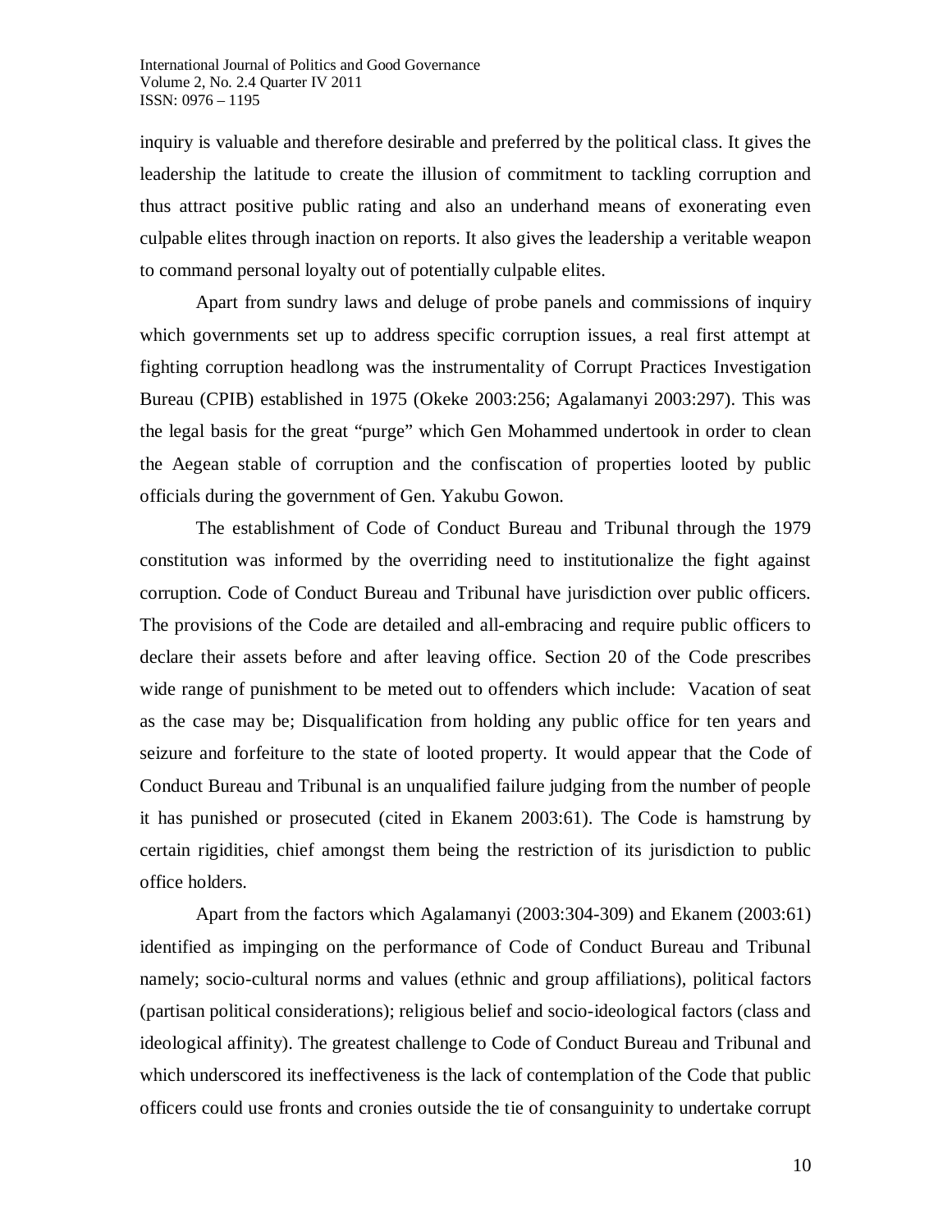inquiry is valuable and therefore desirable and preferred by the political class. It gives the leadership the latitude to create the illusion of commitment to tackling corruption and thus attract positive public rating and also an underhand means of exonerating even culpable elites through inaction on reports. It also gives the leadership a veritable weapon to command personal loyalty out of potentially culpable elites.

Apart from sundry laws and deluge of probe panels and commissions of inquiry which governments set up to address specific corruption issues, a real first attempt at fighting corruption headlong was the instrumentality of Corrupt Practices Investigation Bureau (CPIB) established in 1975 (Okeke 2003:256; Agalamanyi 2003:297). This was the legal basis for the great "purge" which Gen Mohammed undertook in order to clean the Aegean stable of corruption and the confiscation of properties looted by public officials during the government of Gen. Yakubu Gowon.

The establishment of Code of Conduct Bureau and Tribunal through the 1979 constitution was informed by the overriding need to institutionalize the fight against corruption. Code of Conduct Bureau and Tribunal have jurisdiction over public officers. The provisions of the Code are detailed and all-embracing and require public officers to declare their assets before and after leaving office. Section 20 of the Code prescribes wide range of punishment to be meted out to offenders which include: Vacation of seat as the case may be; Disqualification from holding any public office for ten years and seizure and forfeiture to the state of looted property. It would appear that the Code of Conduct Bureau and Tribunal is an unqualified failure judging from the number of people it has punished or prosecuted (cited in Ekanem 2003:61). The Code is hamstrung by certain rigidities, chief amongst them being the restriction of its jurisdiction to public office holders.

Apart from the factors which Agalamanyi (2003:304-309) and Ekanem (2003:61) identified as impinging on the performance of Code of Conduct Bureau and Tribunal namely; socio-cultural norms and values (ethnic and group affiliations), political factors (partisan political considerations); religious belief and socio-ideological factors (class and ideological affinity). The greatest challenge to Code of Conduct Bureau and Tribunal and which underscored its ineffectiveness is the lack of contemplation of the Code that public officers could use fronts and cronies outside the tie of consanguinity to undertake corrupt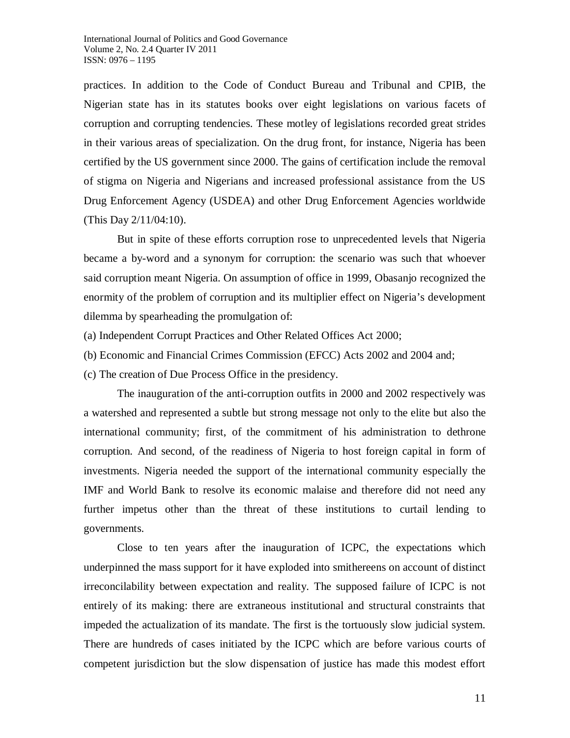practices. In addition to the Code of Conduct Bureau and Tribunal and CPIB, the Nigerian state has in its statutes books over eight legislations on various facets of corruption and corrupting tendencies. These motley of legislations recorded great strides in their various areas of specialization. On the drug front, for instance, Nigeria has been certified by the US government since 2000. The gains of certification include the removal of stigma on Nigeria and Nigerians and increased professional assistance from the US Drug Enforcement Agency (USDEA) and other Drug Enforcement Agencies worldwide (This Day 2/11/04:10).

But in spite of these efforts corruption rose to unprecedented levels that Nigeria became a by-word and a synonym for corruption: the scenario was such that whoever said corruption meant Nigeria. On assumption of office in 1999, Obasanjo recognized the enormity of the problem of corruption and its multiplier effect on Nigeria's development dilemma by spearheading the promulgation of:

(a) Independent Corrupt Practices and Other Related Offices Act 2000;

(b) Economic and Financial Crimes Commission (EFCC) Acts 2002 and 2004 and;

(c) The creation of Due Process Office in the presidency.

The inauguration of the anti-corruption outfits in 2000 and 2002 respectively was a watershed and represented a subtle but strong message not only to the elite but also the international community; first, of the commitment of his administration to dethrone corruption. And second, of the readiness of Nigeria to host foreign capital in form of investments. Nigeria needed the support of the international community especially the IMF and World Bank to resolve its economic malaise and therefore did not need any further impetus other than the threat of these institutions to curtail lending to governments.

Close to ten years after the inauguration of ICPC, the expectations which underpinned the mass support for it have exploded into smithereens on account of distinct irreconcilability between expectation and reality. The supposed failure of ICPC is not entirely of its making: there are extraneous institutional and structural constraints that impeded the actualization of its mandate. The first is the tortuously slow judicial system. There are hundreds of cases initiated by the ICPC which are before various courts of competent jurisdiction but the slow dispensation of justice has made this modest effort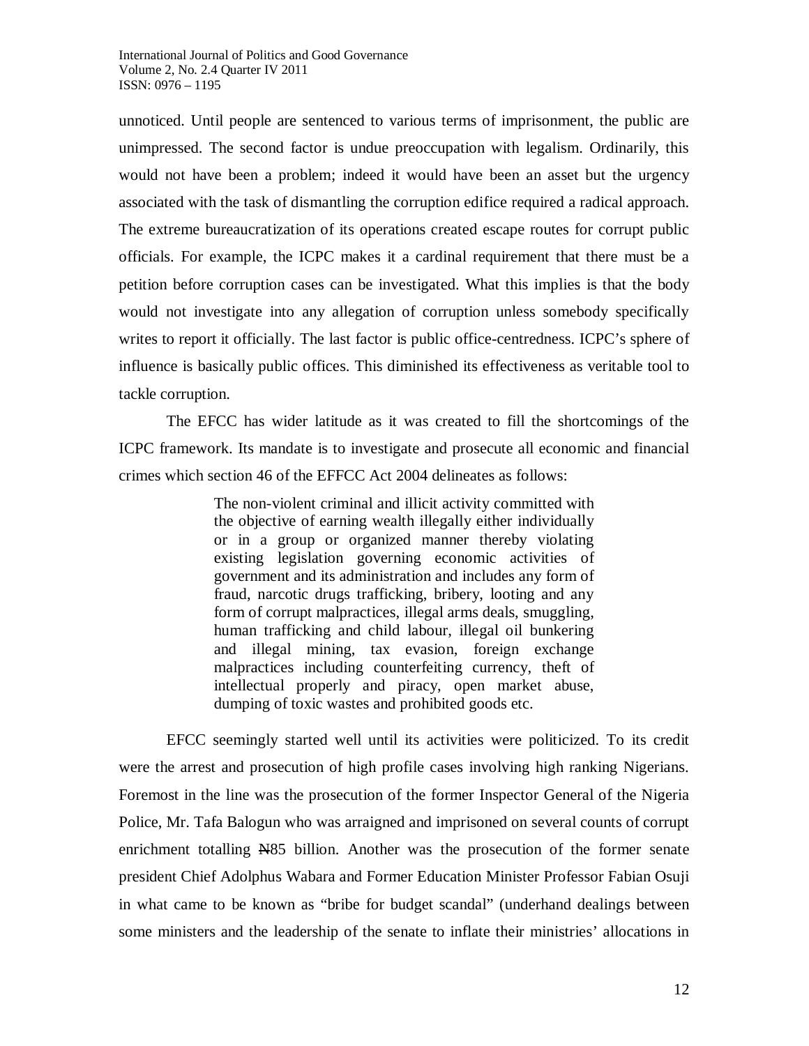unnoticed. Until people are sentenced to various terms of imprisonment, the public are unimpressed. The second factor is undue preoccupation with legalism. Ordinarily, this would not have been a problem; indeed it would have been an asset but the urgency associated with the task of dismantling the corruption edifice required a radical approach. The extreme bureaucratization of its operations created escape routes for corrupt public officials. For example, the ICPC makes it a cardinal requirement that there must be a petition before corruption cases can be investigated. What this implies is that the body would not investigate into any allegation of corruption unless somebody specifically writes to report it officially. The last factor is public office-centredness. ICPC's sphere of influence is basically public offices. This diminished its effectiveness as veritable tool to tackle corruption.

The EFCC has wider latitude as it was created to fill the shortcomings of the ICPC framework. Its mandate is to investigate and prosecute all economic and financial crimes which section 46 of the EFFCC Act 2004 delineates as follows:

> The non-violent criminal and illicit activity committed with the objective of earning wealth illegally either individually or in a group or organized manner thereby violating existing legislation governing economic activities of government and its administration and includes any form of fraud, narcotic drugs trafficking, bribery, looting and any form of corrupt malpractices, illegal arms deals, smuggling, human trafficking and child labour, illegal oil bunkering and illegal mining, tax evasion, foreign exchange malpractices including counterfeiting currency, theft of intellectual properly and piracy, open market abuse, dumping of toxic wastes and prohibited goods etc.

EFCC seemingly started well until its activities were politicized. To its credit were the arrest and prosecution of high profile cases involving high ranking Nigerians. Foremost in the line was the prosecution of the former Inspector General of the Nigeria Police, Mr. Tafa Balogun who was arraigned and imprisoned on several counts of corrupt enrichment totalling ₦85 billion. Another was the prosecution of the former senate president Chief Adolphus Wabara and Former Education Minister Professor Fabian Osuji in what came to be known as "bribe for budget scandal" (underhand dealings between some ministers and the leadership of the senate to inflate their ministries' allocations in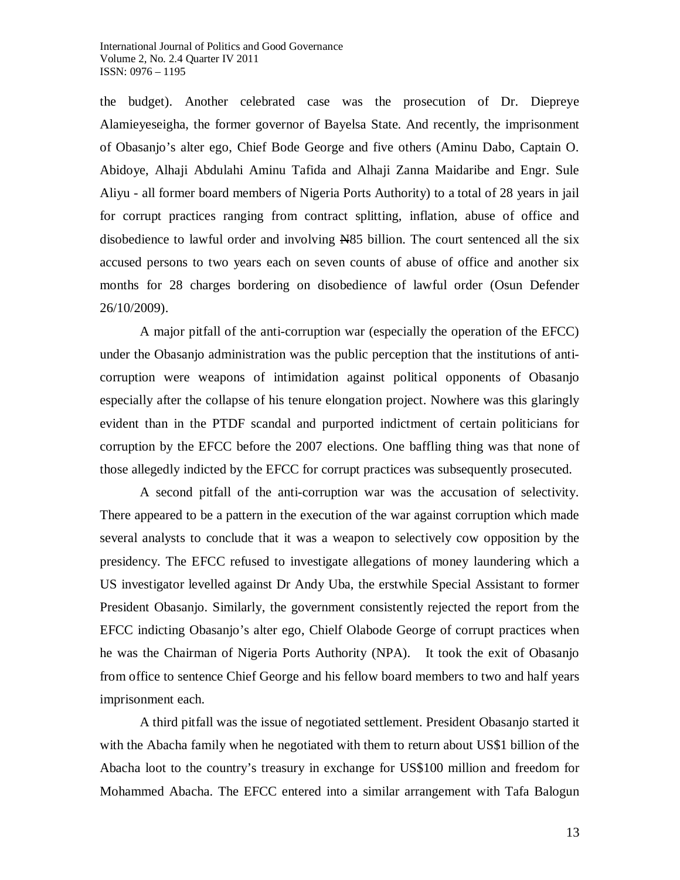the budget). Another celebrated case was the prosecution of Dr. Diepreye Alamieyeseigha, the former governor of Bayelsa State. And recently, the imprisonment of Obasanjo's alter ego, Chief Bode George and five others (Aminu Dabo, Captain O. Abidoye, Alhaji Abdulahi Aminu Tafida and Alhaji Zanna Maidaribe and Engr. Sule Aliyu - all former board members of Nigeria Ports Authority) to a total of 28 years in jail for corrupt practices ranging from contract splitting, inflation, abuse of office and disobedience to lawful order and involving ₦85 billion. The court sentenced all the six accused persons to two years each on seven counts of abuse of office and another six months for 28 charges bordering on disobedience of lawful order (Osun Defender 26/10/2009).

A major pitfall of the anti-corruption war (especially the operation of the EFCC) under the Obasanjo administration was the public perception that the institutions of anti-corruption were weapons of intimidation against political opponents of Obasanjo especially after the collapse of his tenure elongation project. Nowhere was this glaringly evident than in the PTDF scandal and purported indictment of certain politicians for corruption by the EFCC before the 2007 elections. One baffling thing was that none of those allegedly indicted by the EFCC for corrupt practices was subsequently prosecuted.

A second pitfall of the anti-corruption war was the accusation of selectivity. There appeared to be a pattern in the execution of the war against corruption which made several analysts to conclude that it was a weapon to selectively cow opposition by the presidency. The EFCC refused to investigate allegations of money laundering which a US investigator levelled against Dr Andy Uba, the erstwhile Special Assistant to former President Obasanjo. Similarly, the government consistently rejected the report from the EFCC indicting Obasanjo's alter ego, Chielf Olabode George of corrupt practices when he was the Chairman of Nigeria Ports Authority (NPA). It took the exit of Obasanjo from office to sentence Chief George and his fellow board members to two and half years imprisonment each.

A third pitfall was the issue of negotiated settlement. President Obasanjo started it with the Abacha family when he negotiated with them to return about US$1 billion of the Abacha loot to the country's treasury in exchange for US$100 million and freedom for Mohammed Abacha. The EFCC entered into a similar arrangement with Tafa Balogun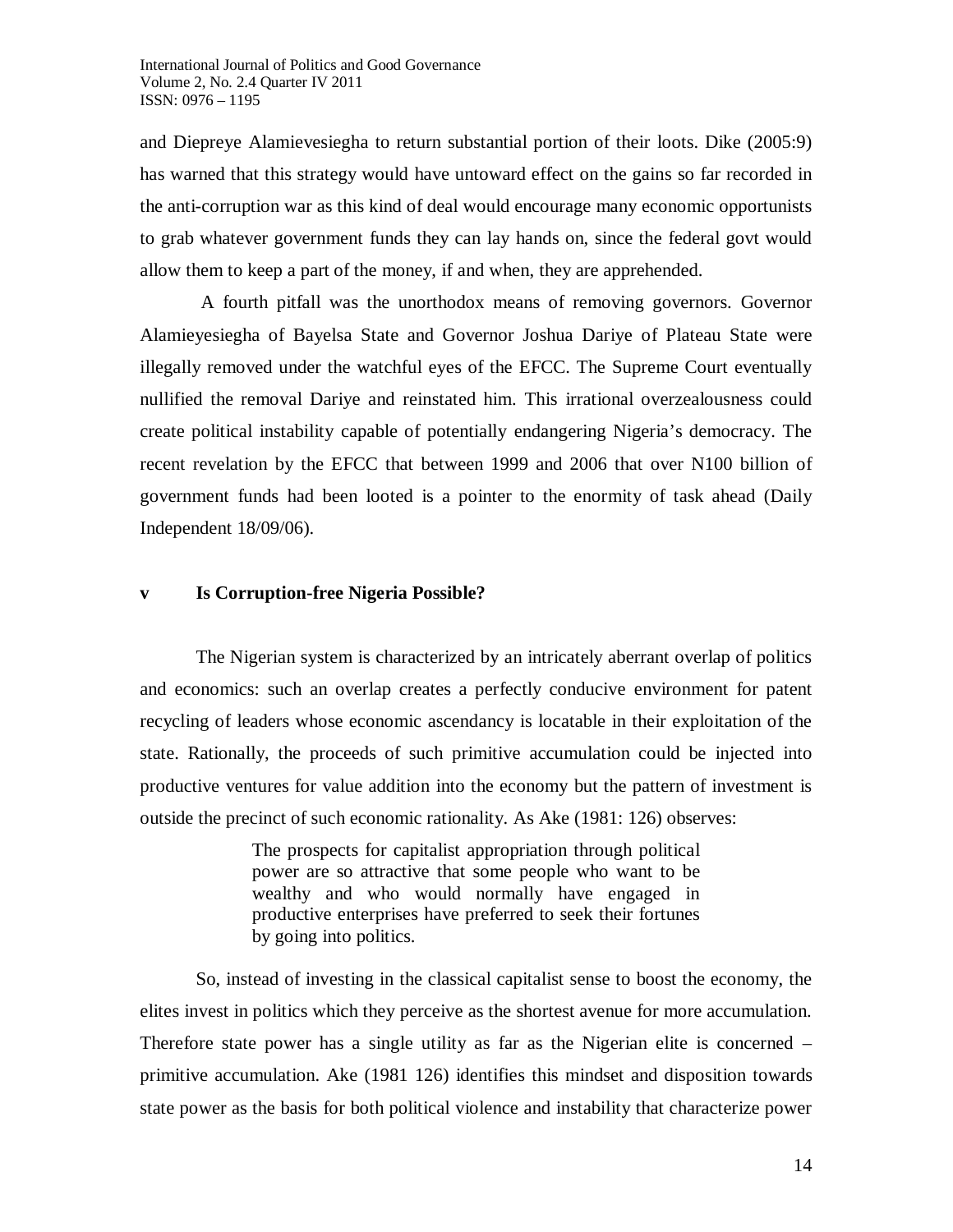and Diepreye Alamievesiegha to return substantial portion of their loots. Dike (2005:9) has warned that this strategy would have untoward effect on the gains so far recorded in the anti-corruption war as this kind of deal would encourage many economic opportunists to grab whatever government funds they can lay hands on, since the federal govt would allow them to keep a part of the money, if and when, they are apprehended.

A fourth pitfall was the unorthodox means of removing governors. Governor Alamieyesiegha of Bayelsa State and Governor Joshua Dariye of Plateau State were illegally removed under the watchful eyes of the EFCC. The Supreme Court eventually nullified the removal Dariye and reinstated him. This irrational overzealousness could create political instability capable of potentially endangering Nigeria's democracy. The recent revelation by the EFCC that between 1999 and 2006 that over N100 billion of government funds had been looted is a pointer to the enormity of task ahead (Daily Independent 18/09/06).

## v Is Corruption-free Nigeria Possible?

The Nigerian system is characterized by an intricately aberrant overlap of politics and economics: such an overlap creates a perfectly conducive environment for patent recycling of leaders whose economic ascendancy is locatable in their exploitation of the state. Rationally, the proceeds of such primitive accumulation could be injected into productive ventures for value addition into the economy but the pattern of investment is outside the precinct of such economic rationality. As Ake (1981: 126) observes:

> The prospects for capitalist appropriation through political power are so attractive that some people who want to be wealthy and who would normally have engaged in productive enterprises have preferred to seek their fortunes by going into politics.

So, instead of investing in the classical capitalist sense to boost the economy, the elites invest in politics which they perceive as the shortest avenue for more accumulation. Therefore state power has a single utility as far as the Nigerian elite is concerned – primitive accumulation. Ake (1981 126) identifies this mindset and disposition towards state power as the basis for both political violence and instability that characterize power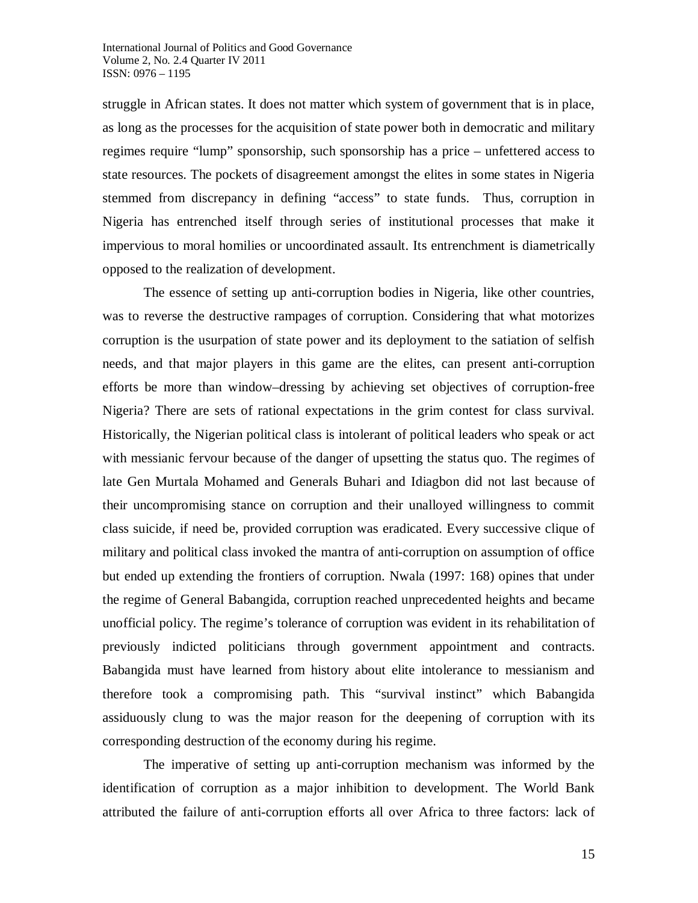struggle in African states. It does not matter which system of government that is in place, as long as the processes for the acquisition of state power both in democratic and military regimes require "lump" sponsorship, such sponsorship has a price – unfettered access to state resources. The pockets of disagreement amongst the elites in some states in Nigeria stemmed from discrepancy in defining "access" to state funds. Thus, corruption in Nigeria has entrenched itself through series of institutional processes that make it impervious to moral homilies or uncoordinated assault. Its entrenchment is diametrically opposed to the realization of development.

The essence of setting up anti-corruption bodies in Nigeria, like other countries, was to reverse the destructive rampages of corruption. Considering that what motorizes corruption is the usurpation of state power and its deployment to the satiation of selfish needs, and that major players in this game are the elites, can present anti-corruption efforts be more than window–dressing by achieving set objectives of corruption-free Nigeria? There are sets of rational expectations in the grim contest for class survival. Historically, the Nigerian political class is intolerant of political leaders who speak or act with messianic fervour because of the danger of upsetting the status quo. The regimes of late Gen Murtala Mohamed and Generals Buhari and Idiagbon did not last because of their uncompromising stance on corruption and their unalloyed willingness to commit class suicide, if need be, provided corruption was eradicated. Every successive clique of military and political class invoked the mantra of anti-corruption on assumption of office but ended up extending the frontiers of corruption. Nwala (1997: 168) opines that under the regime of General Babangida, corruption reached unprecedented heights and became unofficial policy. The regime's tolerance of corruption was evident in its rehabilitation of previously indicted politicians through government appointment and contracts. Babangida must have learned from history about elite intolerance to messianism and therefore took a compromising path. This "survival instinct" which Babangida assiduously clung to was the major reason for the deepening of corruption with its corresponding destruction of the economy during his regime.

The imperative of setting up anti-corruption mechanism was informed by the identification of corruption as a major inhibition to development. The World Bank attributed the failure of anti-corruption efforts all over Africa to three factors: lack of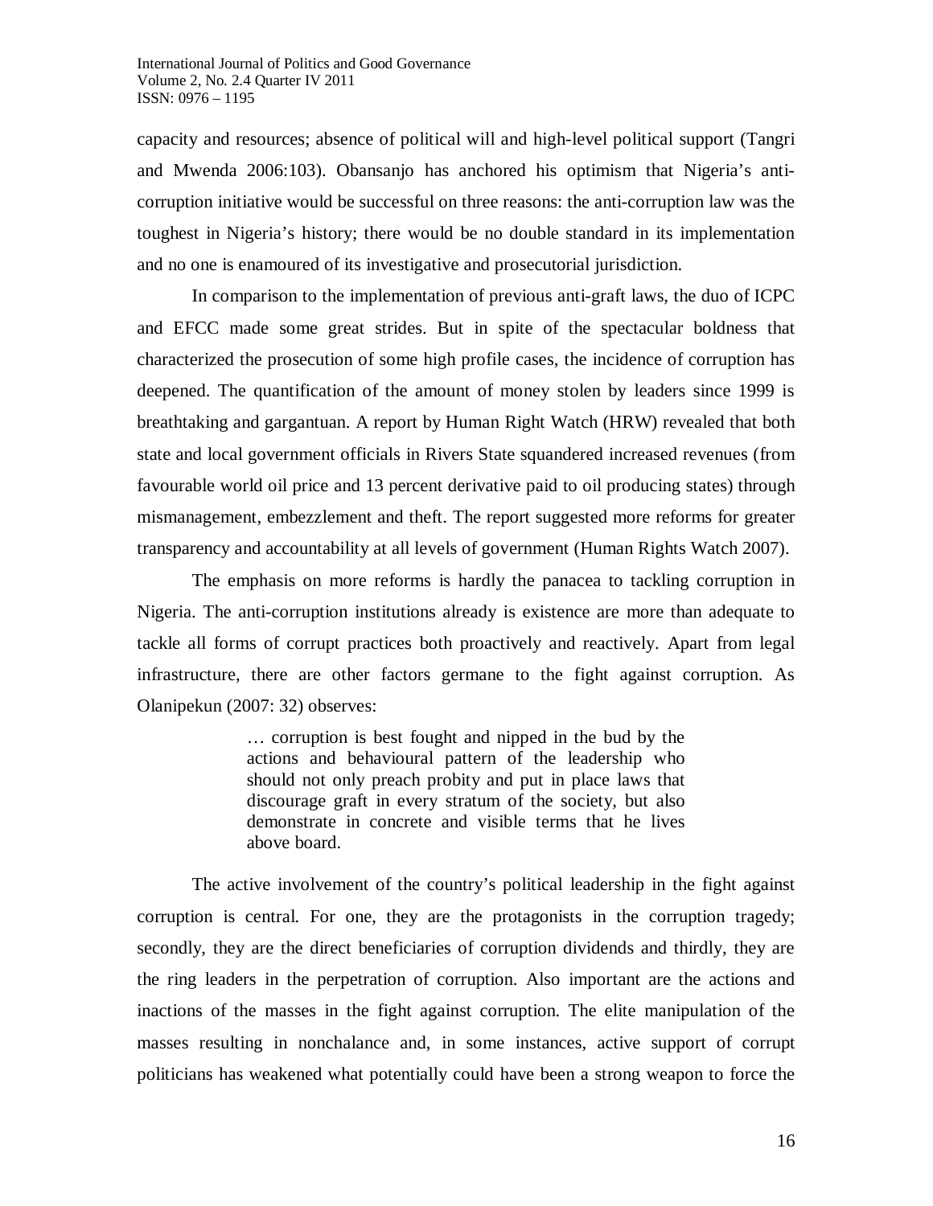capacity and resources; absence of political will and high-level political support (Tangri and Mwenda 2006:103). Obansanjo has anchored his optimism that Nigeria's anti-corruption initiative would be successful on three reasons: the anti-corruption law was the toughest in Nigeria's history; there would be no double standard in its implementation and no one is enamoured of its investigative and prosecutorial jurisdiction.

In comparison to the implementation of previous anti-graft laws, the duo of ICPC and EFCC made some great strides. But in spite of the spectacular boldness that characterized the prosecution of some high profile cases, the incidence of corruption has deepened. The quantification of the amount of money stolen by leaders since 1999 is breathtaking and gargantuan. A report by Human Right Watch (HRW) revealed that both state and local government officials in Rivers State squandered increased revenues (from favourable world oil price and 13 percent derivative paid to oil producing states) through mismanagement, embezzlement and theft. The report suggested more reforms for greater transparency and accountability at all levels of government (Human Rights Watch 2007).

The emphasis on more reforms is hardly the panacea to tackling corruption in Nigeria. The anti-corruption institutions already is existence are more than adequate to tackle all forms of corrupt practices both proactively and reactively. Apart from legal infrastructure, there are other factors germane to the fight against corruption. As Olanipekun (2007: 32) observes:

> … corruption is best fought and nipped in the bud by the actions and behavioural pattern of the leadership who should not only preach probity and put in place laws that discourage graft in every stratum of the society, but also demonstrate in concrete and visible terms that he lives above board.

The active involvement of the country's political leadership in the fight against corruption is central. For one, they are the protagonists in the corruption tragedy; secondly, they are the direct beneficiaries of corruption dividends and thirdly, they are the ring leaders in the perpetration of corruption. Also important are the actions and inactions of the masses in the fight against corruption. The elite manipulation of the masses resulting in nonchalance and, in some instances, active support of corrupt politicians has weakened what potentially could have been a strong weapon to force the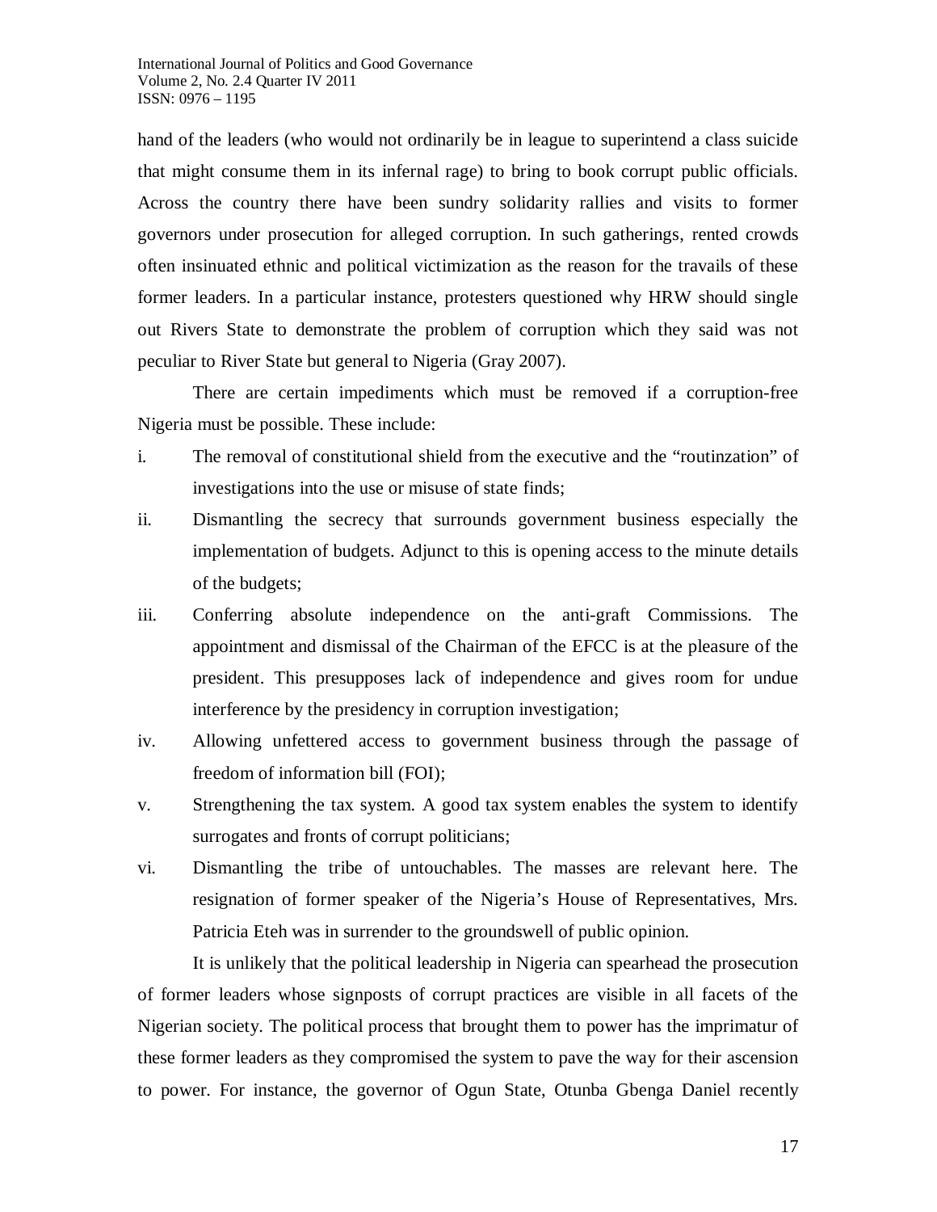hand of the leaders (who would not ordinarily be in league to superintend a class suicide that might consume them in its infernal rage) to bring to book corrupt public officials. Across the country there have been sundry solidarity rallies and visits to former governors under prosecution for alleged corruption. In such gatherings, rented crowds often insinuated ethnic and political victimization as the reason for the travails of these former leaders. In a particular instance, protesters questioned why HRW should single out Rivers State to demonstrate the problem of corruption which they said was not peculiar to River State but general to Nigeria (Gray 2007).

There are certain impediments which must be removed if a corruption-free Nigeria must be possible. These include:

i. The removal of constitutional shield from the executive and the "routinzation" of investigations into the use or misuse of state finds;

ii. Dismantling the secrecy that surrounds government business especially the implementation of budgets. Adjunct to this is opening access to the minute details of the budgets;

iii. Conferring absolute independence on the anti-graft Commissions. The appointment and dismissal of the Chairman of the EFCC is at the pleasure of the president. This presupposes lack of independence and gives room for undue interference by the presidency in corruption investigation;

iv. Allowing unfettered access to government business through the passage of freedom of information bill (FOI);

v. Strengthening the tax system. A good tax system enables the system to identify surrogates and fronts of corrupt politicians;

vi. Dismantling the tribe of untouchables. The masses are relevant here. The resignation of former speaker of the Nigeria's House of Representatives, Mrs. Patricia Eteh was in surrender to the groundswell of public opinion.

It is unlikely that the political leadership in Nigeria can spearhead the prosecution of former leaders whose signposts of corrupt practices are visible in all facets of the Nigerian society. The political process that brought them to power has the imprimatur of these former leaders as they compromised the system to pave the way for their ascension to power. For instance, the governor of Ogun State, Otunba Gbenga Daniel recently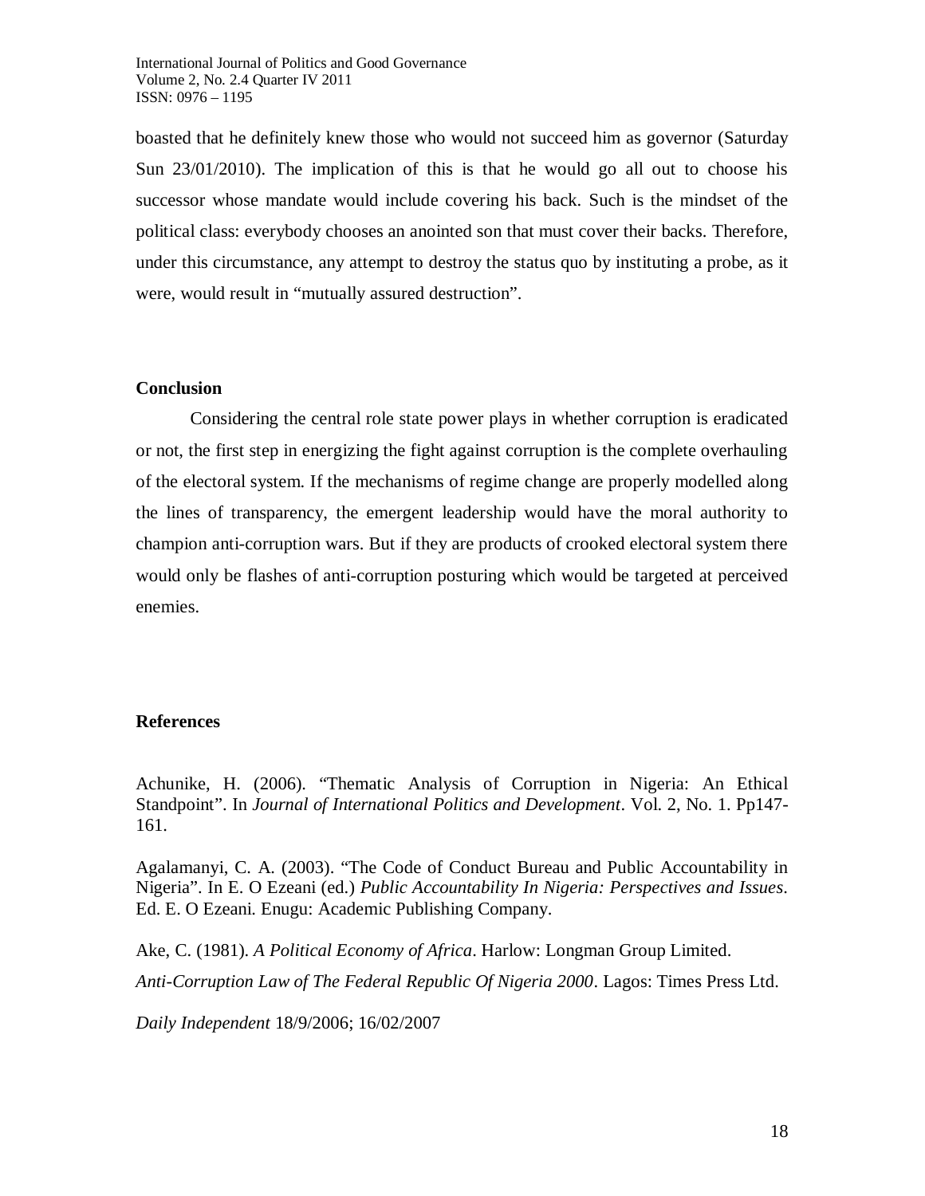boasted that he definitely knew those who would not succeed him as governor (Saturday Sun 23/01/2010). The implication of this is that he would go all out to choose his successor whose mandate would include covering his back. Such is the mindset of the political class: everybody chooses an anointed son that must cover their backs. Therefore, under this circumstance, any attempt to destroy the status quo by instituting a probe, as it were, would result in "mutually assured destruction".

## Conclusion

Considering the central role state power plays in whether corruption is eradicated or not, the first step in energizing the fight against corruption is the complete overhauling of the electoral system. If the mechanisms of regime change are properly modelled along the lines of transparency, the emergent leadership would have the moral authority to champion anti-corruption wars. But if they are products of crooked electoral system there would only be flashes of anti-corruption posturing which would be targeted at perceived enemies.

## References

Achunike, H. (2006). "Thematic Analysis of Corruption in Nigeria: An Ethical Standpoint". In *Journal of International Politics and Development*. Vol. 2, No. 1. Pp147-161.

Agalamanyi, C. A. (2003). "The Code of Conduct Bureau and Public Accountability in Nigeria". In E. O Ezeani (ed.) *Public Accountability In Nigeria: Perspectives and Issues*. Ed. E. O Ezeani. Enugu: Academic Publishing Company.

Ake, C. (1981). *A Political Economy of Africa*. Harlow: Longman Group Limited.

*Anti-Corruption Law of The Federal Republic Of Nigeria 2000*. Lagos: Times Press Ltd.

*Daily Independent* 18/9/2006; 16/02/2007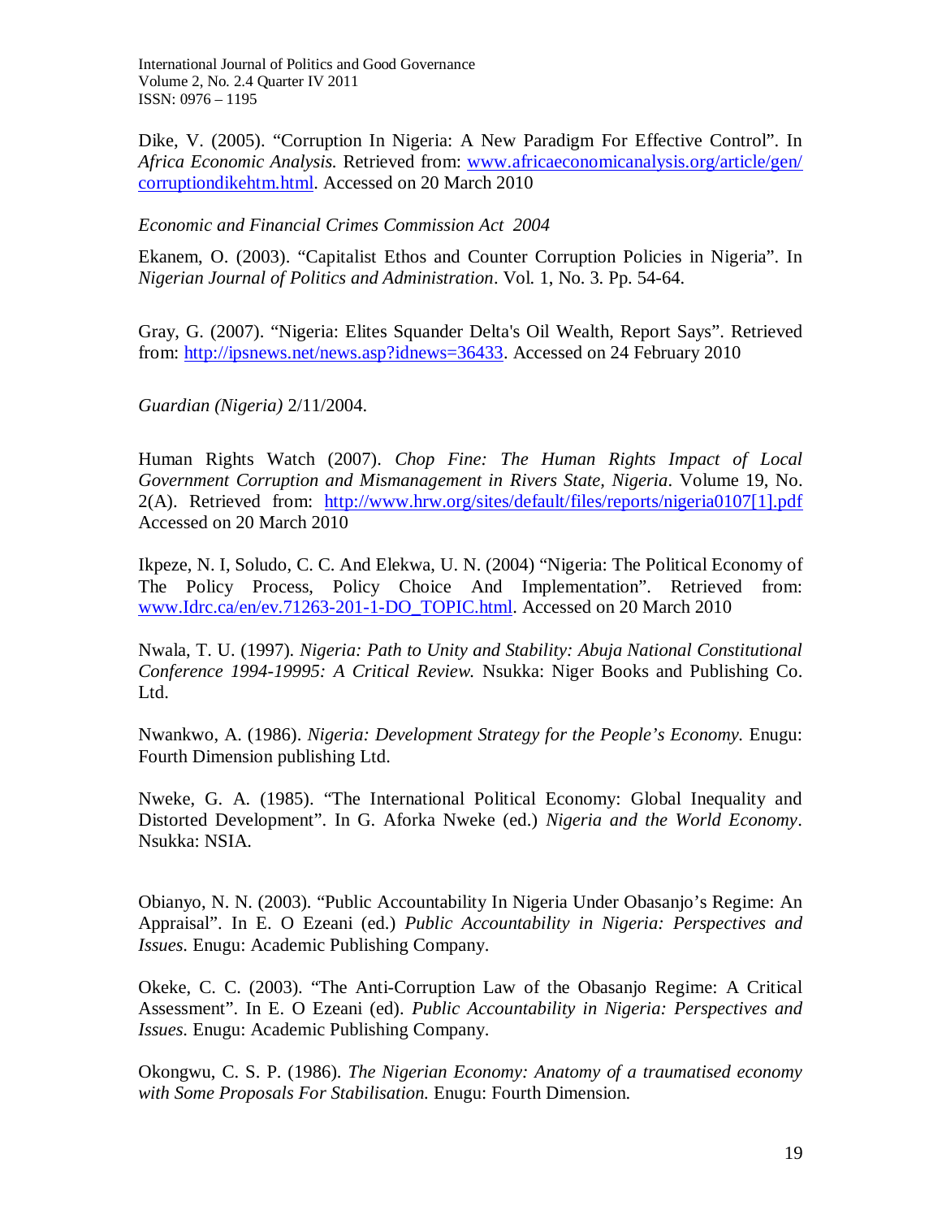Dike, V. (2005). "Corruption In Nigeria: A New Paradigm For Effective Control". In *Africa Economic Analysis.* Retrieved from: www.africaeconomicanalysis.org/article/gen/corruptiondikehtm.html. Accessed on 20 March 2010

*Economic and Financial Crimes Commission Act 2004*

Ekanem, O. (2003). "Capitalist Ethos and Counter Corruption Policies in Nigeria". In *Nigerian Journal of Politics and Administration*. Vol. 1, No. 3. Pp. 54-64.

Gray, G. (2007). "Nigeria: Elites Squander Delta's Oil Wealth, Report Says". Retrieved from: http://ipsnews.net/news.asp?idnews=36433. Accessed on 24 February 2010

*Guardian (Nigeria)* 2/11/2004.

Human Rights Watch (2007). *Chop Fine: The Human Rights Impact of Local Government Corruption and Mismanagement in Rivers State, Nigeria*. Volume 19, No. 2(A). Retrieved from: http://www.hrw.org/sites/default/files/reports/nigeria0107[1].pdf Accessed on 20 March 2010

Ikpeze, N. I, Soludo, C. C. And Elekwa, U. N. (2004) "Nigeria: The Political Economy of The Policy Process, Policy Choice And Implementation". Retrieved from: www.Idrc.ca/en/ev.71263-201-1-DO_TOPIC.html. Accessed on 20 March 2010

Nwala, T. U. (1997). *Nigeria: Path to Unity and Stability: Abuja National Constitutional Conference 1994-19995: A Critical Review.* Nsukka: Niger Books and Publishing Co. Ltd.

Nwankwo, A. (1986). *Nigeria: Development Strategy for the People's Economy.* Enugu: Fourth Dimension publishing Ltd.

Nweke, G. A. (1985). "The International Political Economy: Global Inequality and Distorted Development". In G. Aforka Nweke (ed.) *Nigeria and the World Economy*. Nsukka: NSIA.

Obianyo, N. N. (2003). "Public Accountability In Nigeria Under Obasanjo's Regime: An Appraisal". In E. O Ezeani (ed.) *Public Accountability in Nigeria: Perspectives and Issues.* Enugu: Academic Publishing Company.

Okeke, C. C. (2003). "The Anti-Corruption Law of the Obasanjo Regime: A Critical Assessment". In E. O Ezeani (ed). *Public Accountability in Nigeria: Perspectives and Issues.* Enugu: Academic Publishing Company.

Okongwu, C. S. P. (1986). *The Nigerian Economy: Anatomy of a traumatised economy with Some Proposals For Stabilisation.* Enugu: Fourth Dimension.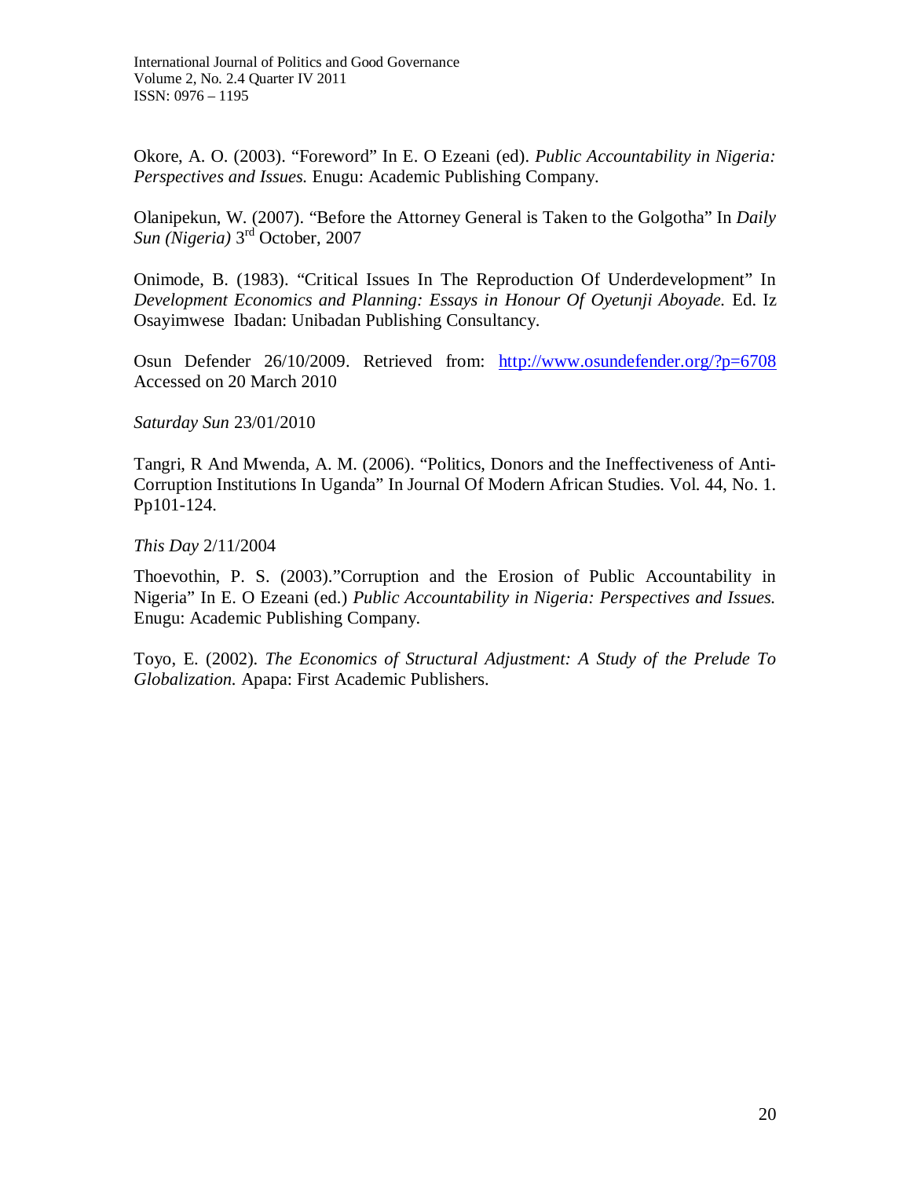Okore, A. O. (2003). “Foreword” In E. O Ezeani (ed). *Public Accountability in Nigeria: Perspectives and Issues.* Enugu: Academic Publishing Company.

Olanipekun, W. (2007). “Before the Attorney General is Taken to the Golgotha” In *Daily Sun (Nigeria)* 3rd October, 2007

Onimode, B. (1983). “Critical Issues In The Reproduction Of Underdevelopment” In *Development Economics and Planning: Essays in Honour Of Oyetunji Aboyade.* Ed. Iz Osayimwese Ibadan: Unibadan Publishing Consultancy.

Osun Defender 26/10/2009. Retrieved from: http://www.osundefender.org/?p=6708 Accessed on 20 March 2010

*Saturday Sun* 23/01/2010

Tangri, R And Mwenda, A. M. (2006). “Politics, Donors and the Ineffectiveness of Anti-Corruption Institutions In Uganda” In Journal Of Modern African Studies. Vol. 44, No. 1. Pp101-124.

*This Day* 2/11/2004

Thoevothin, P. S. (2003).”Corruption and the Erosion of Public Accountability in Nigeria” In E. O Ezeani (ed.) *Public Accountability in Nigeria: Perspectives and Issues.* Enugu: Academic Publishing Company.

Toyo, E. (2002). *The Economics of Structural Adjustment: A Study of the Prelude To Globalization.* Apapa: First Academic Publishers.